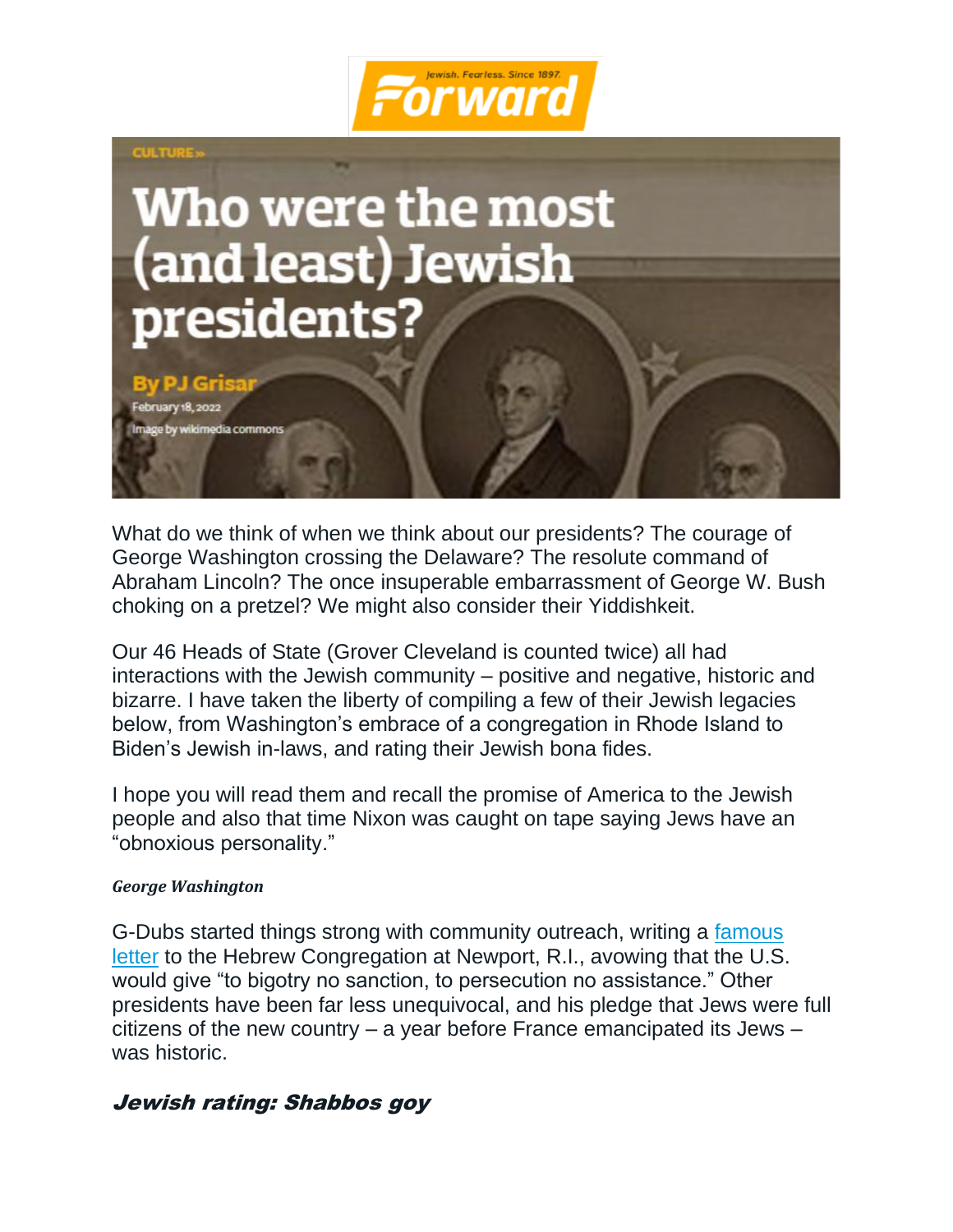Forward

Jewish. Fearless. Since 1897.

CULTURE »

# Who were the most (and least) Jewish presidents?

**By PJ Grisar**

February 18, 2022

Image by wikimedia commons

What do we think of when we think about our presidents? The courage of George Washington crossing the Delaware? The resolute command of Abraham Lincoln? The once insuperable embarrassment of George W. Bush choking on a pretzel? We might also consider their Yiddishkeit.

Our 46 Heads of State (Grover Cleveland is counted twice) all had interactions with the Jewish community – positive and negative, historic and bizarre. I have taken the liberty of compiling a few of their Jewish legacies below, from Washington's embrace of a congregation in Rhode Island to Biden's Jewish in-laws, and rating their Jewish bona fides.

I hope you will read them and recall the promise of America to the Jewish people and also that time Nixon was caught on tape saying Jews have an "obnoxious personality."

***George Washington***

G-Dubs started things strong with community outreach, writing a famous letter to the Hebrew Congregation at Newport, R.I., avowing that the U.S. would give "to bigotry no sanction, to persecution no assistance." Other presidents have been far less unequivocal, and his pledge that Jews were full citizens of the new country – a year before France emancipated its Jews – was historic.

### ***Jewish rating: Shabbos goy***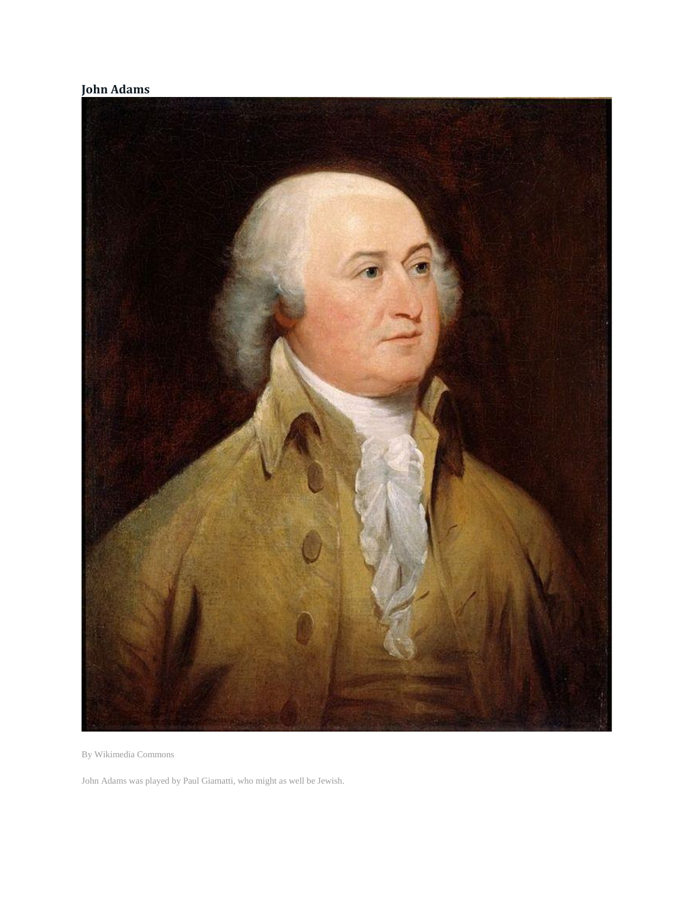## John Adams

By Wikimedia Commons

John Adams was played by Paul Giamatti, who might as well be Jewish.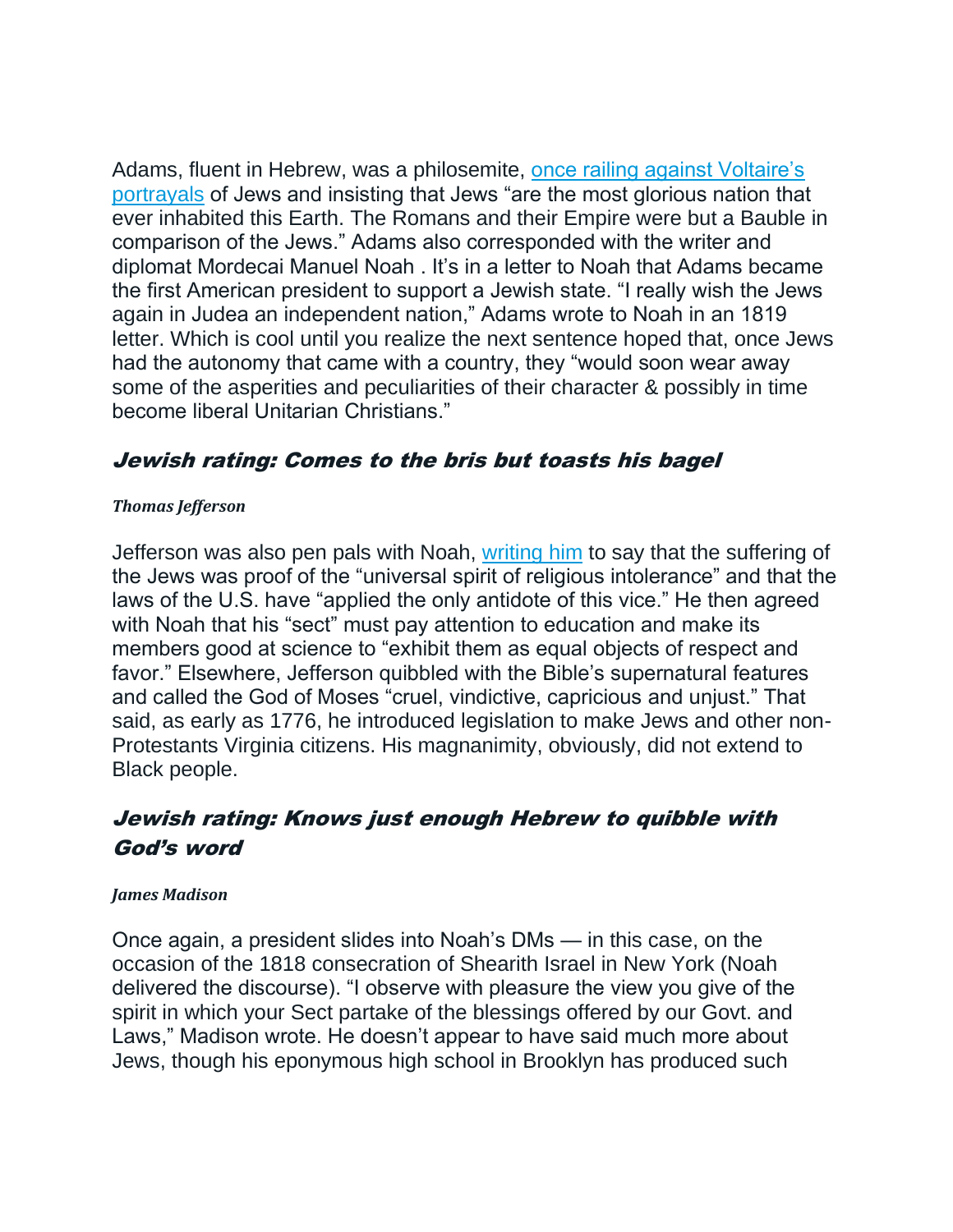Adams, fluent in Hebrew, was a philosemite, once railing against Voltaire's portrayals of Jews and insisting that Jews "are the most glorious nation that ever inhabited this Earth. The Romans and their Empire were but a Bauble in comparison of the Jews." Adams also corresponded with the writer and diplomat Mordecai Manuel Noah . It's in a letter to Noah that Adams became the first American president to support a Jewish state. "I really wish the Jews again in Judea an independent nation," Adams wrote to Noah in an 1819 letter. Which is cool until you realize the next sentence hoped that, once Jews had the autonomy that came with a country, they "would soon wear away some of the asperities and peculiarities of their character & possibly in time become liberal Unitarian Christians."

## *Jewish rating: Comes to the bris but toasts his bagel*

***Thomas Jefferson***

Jefferson was also pen pals with Noah, writing him to say that the suffering of the Jews was proof of the "universal spirit of religious intolerance" and that the laws of the U.S. have "applied the only antidote of this vice." He then agreed with Noah that his "sect" must pay attention to education and make its members good at science to "exhibit them as equal objects of respect and favor." Elsewhere, Jefferson quibbled with the Bible's supernatural features and called the God of Moses "cruel, vindictive, capricious and unjust." That said, as early as 1776, he introduced legislation to make Jews and other non-Protestants Virginia citizens. His magnanimity, obviously, did not extend to Black people.

## *Jewish rating: Knows just enough Hebrew to quibble with God's word*

***James Madison***

Once again, a president slides into Noah's DMs — in this case, on the occasion of the 1818 consecration of Shearith Israel in New York (Noah delivered the discourse). "I observe with pleasure the view you give of the spirit in which your Sect partake of the blessings offered by our Govt. and Laws," Madison wrote. He doesn't appear to have said much more about Jews, though his eponymous high school in Brooklyn has produced such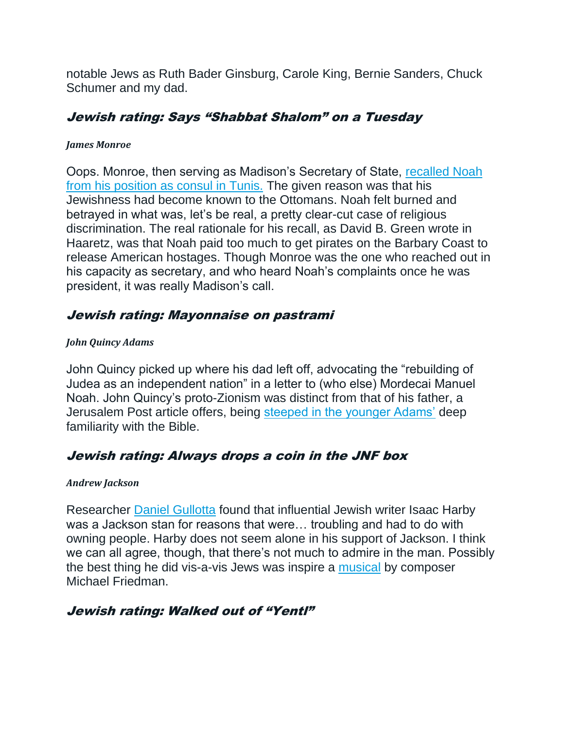notable Jews as Ruth Bader Ginsburg, Carole King, Bernie Sanders, Chuck Schumer and my dad.

## *Jewish rating: Says "Shabbat Shalom" on a Tuesday*

***James Monroe***

Oops. Monroe, then serving as Madison's Secretary of State, recalled Noah from his position as consul in Tunis. The given reason was that his Jewishness had become known to the Ottomans. Noah felt burned and betrayed in what was, let's be real, a pretty clear-cut case of religious discrimination. The real rationale for his recall, as David B. Green wrote in Haaretz, was that Noah paid too much to get pirates on the Barbary Coast to release American hostages. Though Monroe was the one who reached out in his capacity as secretary, and who heard Noah's complaints once he was president, it was really Madison's call.

## *Jewish rating: Mayonnaise on pastrami*

***John Quincy Adams***

John Quincy picked up where his dad left off, advocating the "rebuilding of Judea as an independent nation" in a letter to (who else) Mordecai Manuel Noah. John Quincy's proto-Zionism was distinct from that of his father, a Jerusalem Post article offers, being steeped in the younger Adams' deep familiarity with the Bible.

## *Jewish rating: Always drops a coin in the JNF box*

***Andrew Jackson***

Researcher Daniel Gullotta found that influential Jewish writer Isaac Harby was a Jackson stan for reasons that were… troubling and had to do with owning people. Harby does not seem alone in his support of Jackson. I think we can all agree, though, that there's not much to admire in the man. Possibly the best thing he did vis-a-vis Jews was inspire a musical by composer Michael Friedman.

## *Jewish rating: Walked out of "Yentl"*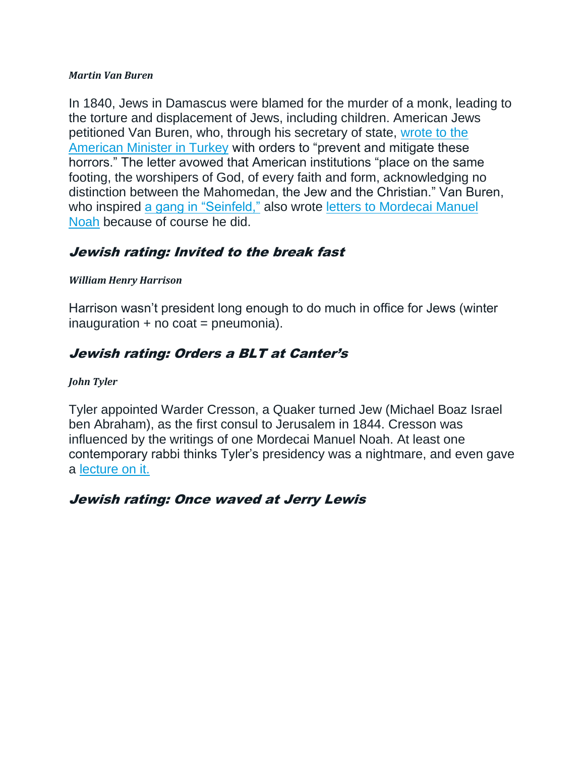***Martin Van Buren***

In 1840, Jews in Damascus were blamed for the murder of a monk, leading to the torture and displacement of Jews, including children. American Jews petitioned Van Buren, who, through his secretary of state, wrote to the American Minister in Turkey with orders to "prevent and mitigate these horrors." The letter avowed that American institutions "place on the same footing, the worshipers of God, of every faith and form, acknowledging no distinction between the Mahomedan, the Jew and the Christian." Van Buren, who inspired a gang in "Seinfeld," also wrote letters to Mordecai Manuel Noah because of course he did.

## *Jewish rating: Invited to the break fast*

***William Henry Harrison***

Harrison wasn't president long enough to do much in office for Jews (winter inauguration + no coat = pneumonia).

## *Jewish rating: Orders a BLT at Canter's*

***John Tyler***

Tyler appointed Warder Cresson, a Quaker turned Jew (Michael Boaz Israel ben Abraham), as the first consul to Jerusalem in 1844. Cresson was influenced by the writings of one Mordecai Manuel Noah. At least one contemporary rabbi thinks Tyler's presidency was a nightmare, and even gave a lecture on it.

## *Jewish rating: Once waved at Jerry Lewis*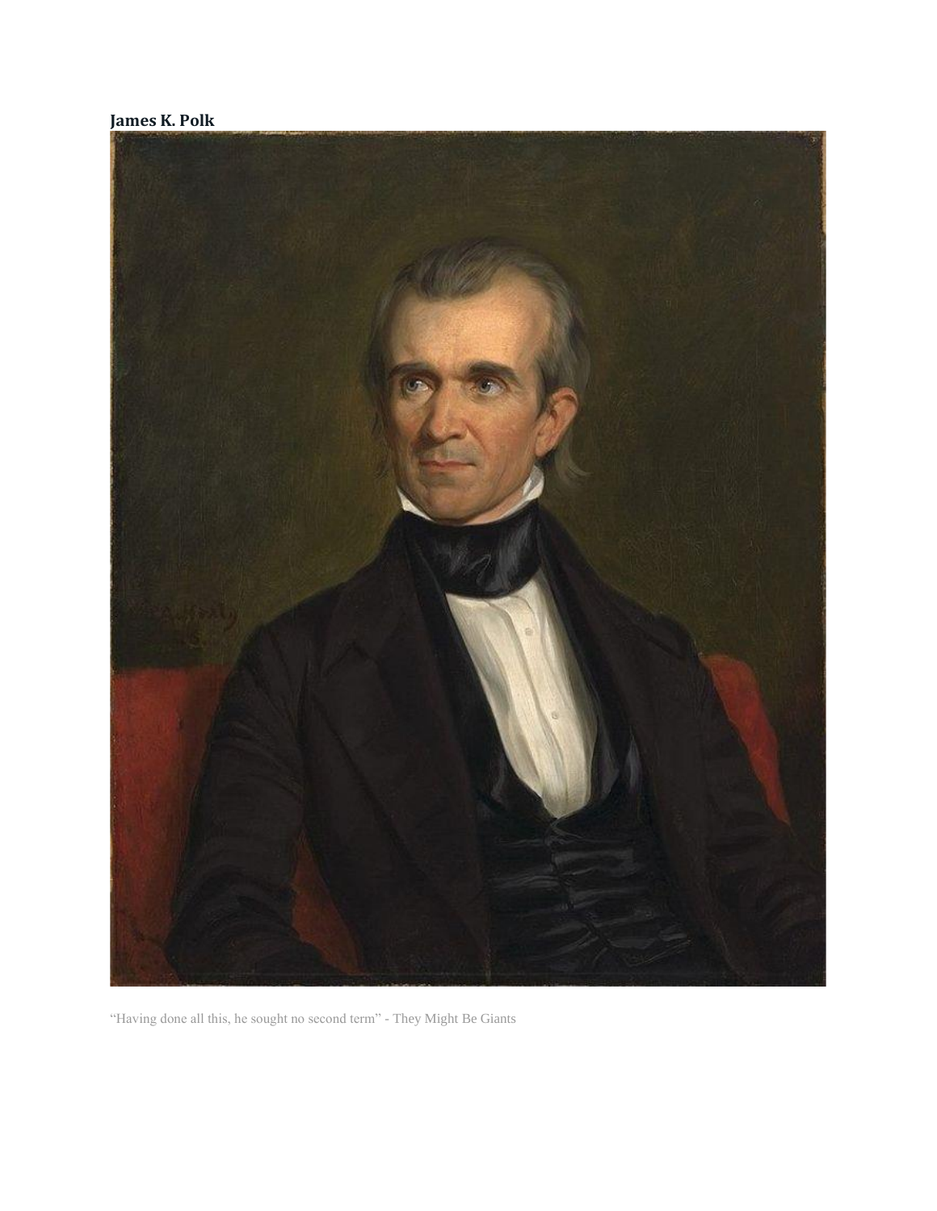**James K. Polk**

“Having done all this, he sought no second term” - They Might Be Giants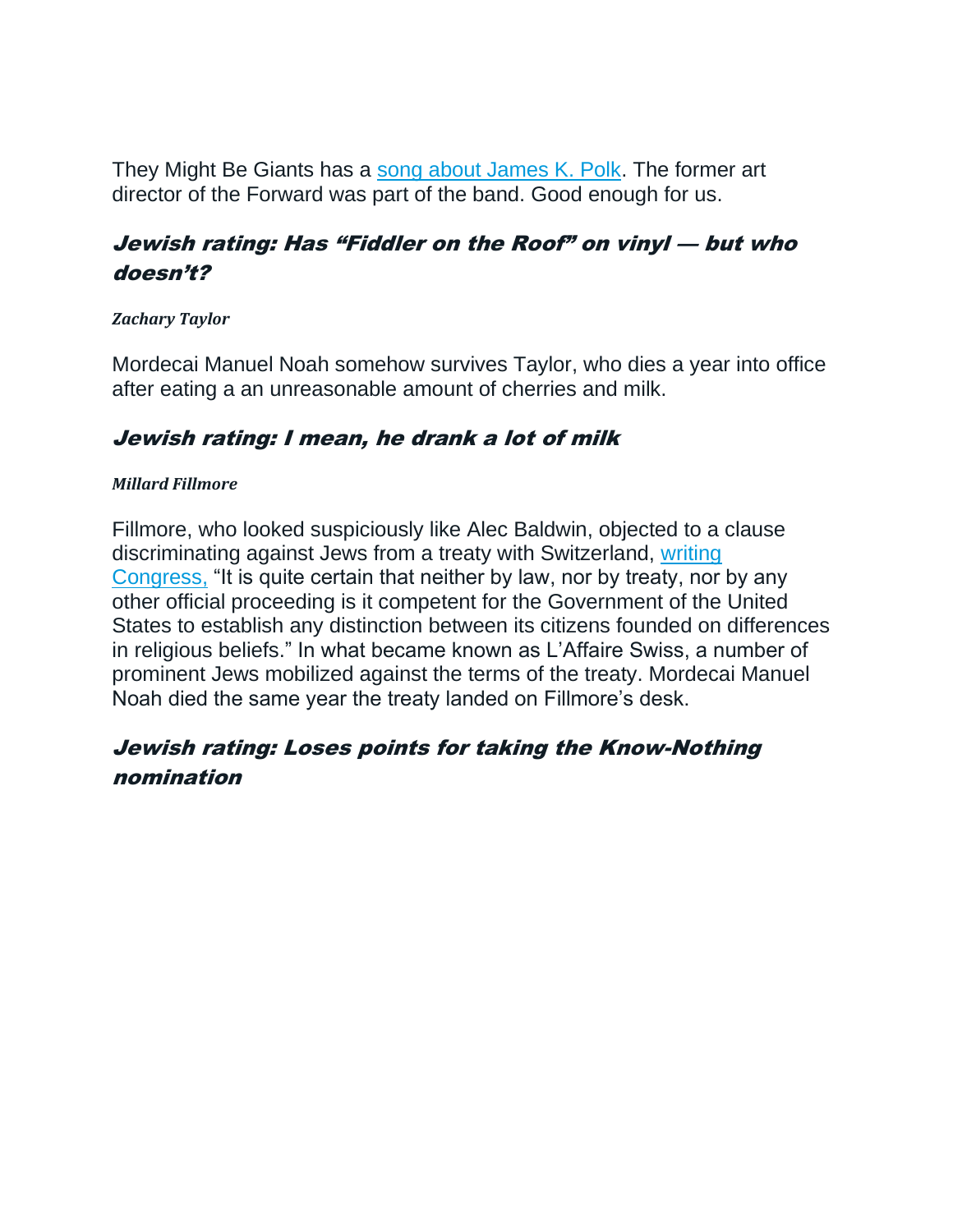They Might Be Giants has a [song about James K. Polk](). The former art director of the Forward was part of the band. Good enough for us.

## *Jewish rating: Has "Fiddler on the Roof" on vinyl — but who doesn't?*

***Zachary Taylor***

Mordecai Manuel Noah somehow survives Taylor, who dies a year into office after eating a an unreasonable amount of cherries and milk.

## *Jewish rating: I mean, he drank a lot of milk*

***Millard Fillmore***

Fillmore, who looked suspiciously like Alec Baldwin, objected to a clause discriminating against Jews from a treaty with Switzerland, [writing Congress,]() "It is quite certain that neither by law, nor by treaty, nor by any other official proceeding is it competent for the Government of the United States to establish any distinction between its citizens founded on differences in religious beliefs." In what became known as L'Affaire Swiss, a number of prominent Jews mobilized against the terms of the treaty. Mordecai Manuel Noah died the same year the treaty landed on Fillmore's desk.

## *Jewish rating: Loses points for taking the Know-Nothing nomination*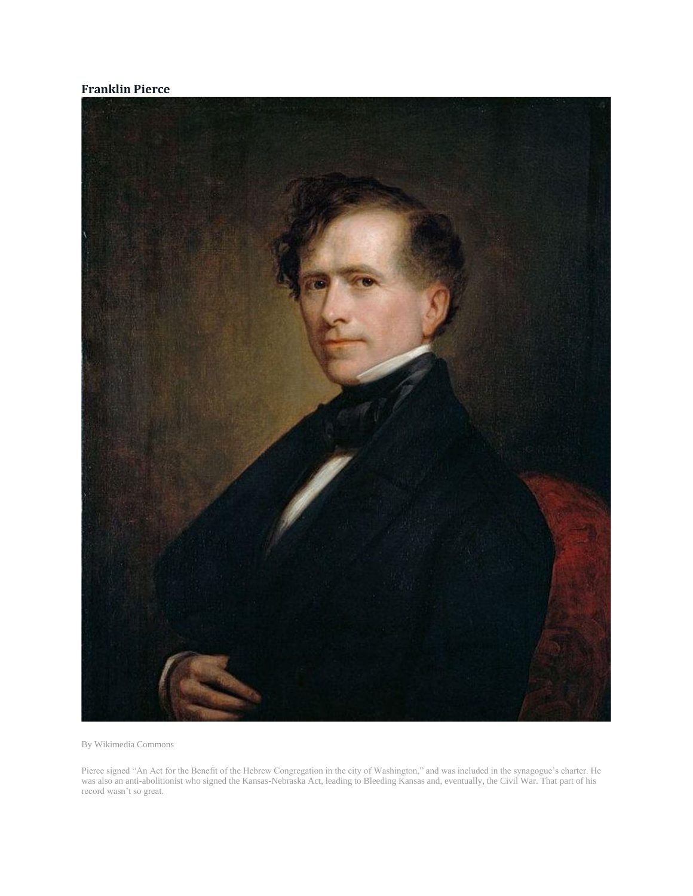## Franklin Pierce

By Wikimedia Commons

Pierce signed “An Act for the Benefit of the Hebrew Congregation in the city of Washington,” and was included in the synagogue’s charter. He was also an anti-abolitionist who signed the Kansas-Nebraska Act, leading to Bleeding Kansas and, eventually, the Civil War. That part of his record wasn’t so great.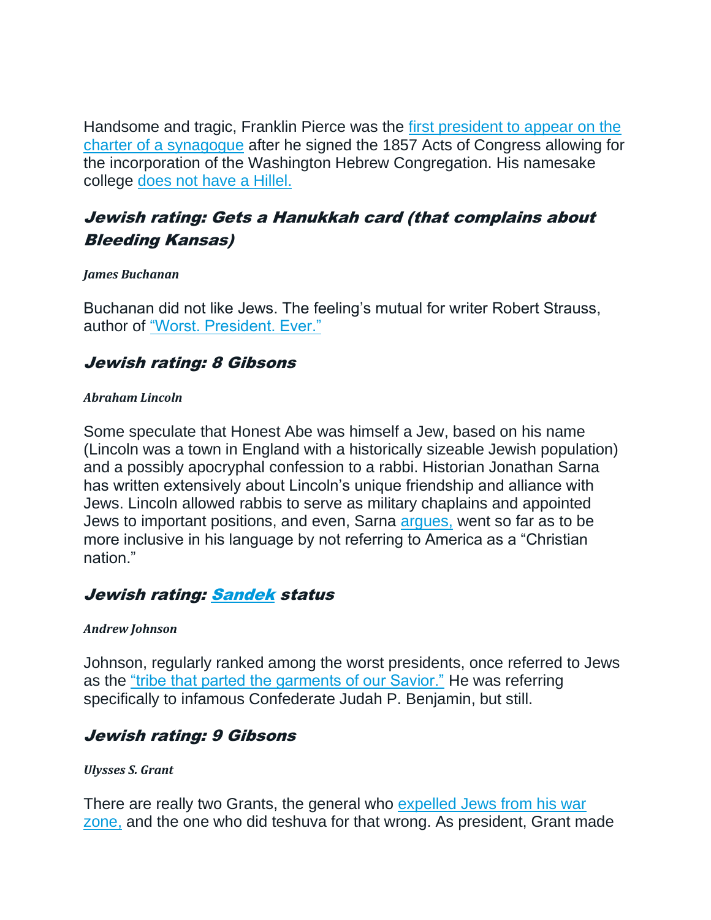Handsome and tragic, Franklin Pierce was the first president to appear on the charter of a synagogue after he signed the 1857 Acts of Congress allowing for the incorporation of the Washington Hebrew Congregation. His namesake college does not have a Hillel.

### *Jewish rating: Gets a Hanukkah card (that complains about Bleeding Kansas)*

***James Buchanan***

Buchanan did not like Jews. The feeling's mutual for writer Robert Strauss, author of "Worst. President. Ever."

### *Jewish rating: 8 Gibsons*

***Abraham Lincoln***

Some speculate that Honest Abe was himself a Jew, based on his name (Lincoln was a town in England with a historically sizeable Jewish population) and a possibly apocryphal confession to a rabbi. Historian Jonathan Sarna has written extensively about Lincoln's unique friendship and alliance with Jews. Lincoln allowed rabbis to serve as military chaplains and appointed Jews to important positions, and even, Sarna argues, went so far as to be more inclusive in his language by not referring to America as a "Christian nation."

### *Jewish rating: Sandek status*

***Andrew Johnson***

Johnson, regularly ranked among the worst presidents, once referred to Jews as the "tribe that parted the garments of our Savior." He was referring specifically to infamous Confederate Judah P. Benjamin, but still.

### *Jewish rating: 9 Gibsons*

***Ulysses S. Grant***

There are really two Grants, the general who expelled Jews from his war zone, and the one who did teshuva for that wrong. As president, Grant made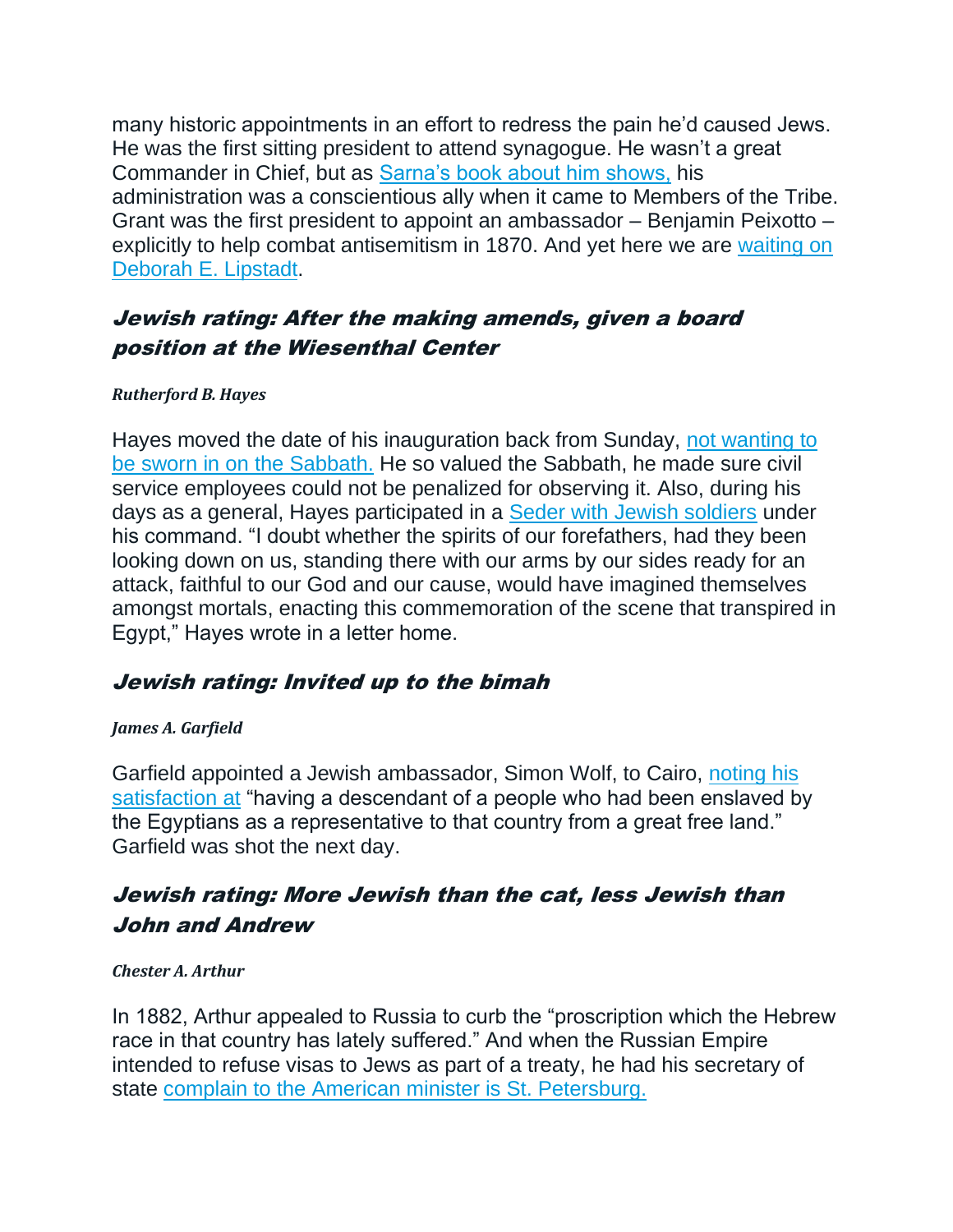many historic appointments in an effort to redress the pain he'd caused Jews. He was the first sitting president to attend synagogue. He wasn't a great Commander in Chief, but as [Sarna's book about him shows,] his administration was a conscientious ally when it came to Members of the Tribe. Grant was the first president to appoint an ambassador – Benjamin Peixotto – explicitly to help combat antisemitism in 1870. And yet here we are [waiting on Deborah E. Lipstadt].

### *Jewish rating: After the making amends, given a board position at the Wiesenthal Center*

***Rutherford B. Hayes***

Hayes moved the date of his inauguration back from Sunday, [not wanting to be sworn in on the Sabbath.] He so valued the Sabbath, he made sure civil service employees could not be penalized for observing it. Also, during his days as a general, Hayes participated in a [Seder with Jewish soldiers] under his command. "I doubt whether the spirits of our forefathers, had they been looking down on us, standing there with our arms by our sides ready for an attack, faithful to our God and our cause, would have imagined themselves amongst mortals, enacting this commemoration of the scene that transpired in Egypt," Hayes wrote in a letter home.

### *Jewish rating: Invited up to the bimah*

***James A. Garfield***

Garfield appointed a Jewish ambassador, Simon Wolf, to Cairo, [noting his satisfaction at] "having a descendant of a people who had been enslaved by the Egyptians as a representative to that country from a great free land." Garfield was shot the next day.

### *Jewish rating: More Jewish than the cat, less Jewish than John and Andrew*

***Chester A. Arthur***

In 1882, Arthur appealed to Russia to curb the "proscription which the Hebrew race in that country has lately suffered." And when the Russian Empire intended to refuse visas to Jews as part of a treaty, he had his secretary of state [complain to the American minister is St. Petersburg.]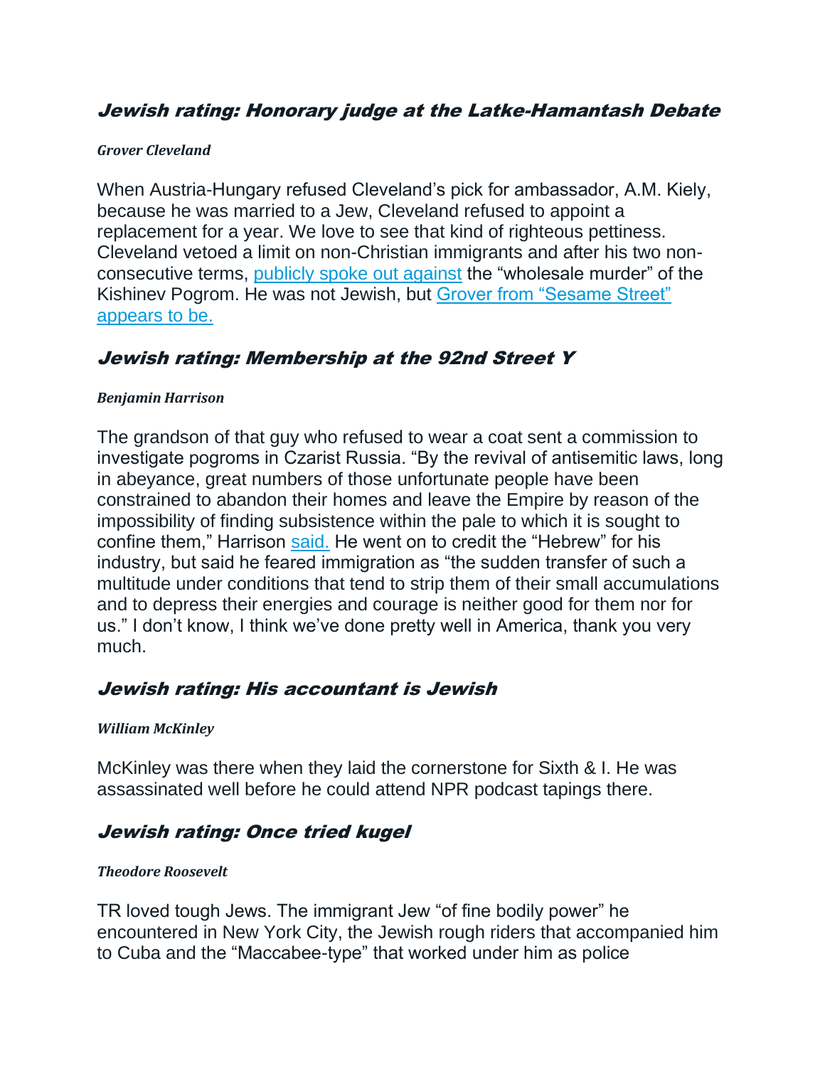## *Jewish rating: Honorary judge at the Latke-Hamantash Debate*

***Grover Cleveland***

When Austria-Hungary refused Cleveland's pick for ambassador, A.M. Kiely, because he was married to a Jew, Cleveland refused to appoint a replacement for a year. We love to see that kind of righteous pettiness. Cleveland vetoed a limit on non-Christian immigrants and after his two non-consecutive terms, publicly spoke out against the "wholesale murder" of the Kishinev Pogrom. He was not Jewish, but Grover from "Sesame Street" appears to be.

## *Jewish rating: Membership at the 92nd Street Y*

***Benjamin Harrison***

The grandson of that guy who refused to wear a coat sent a commission to investigate pogroms in Czarist Russia. "By the revival of antisemitic laws, long in abeyance, great numbers of those unfortunate people have been constrained to abandon their homes and leave the Empire by reason of the impossibility of finding subsistence within the pale to which it is sought to confine them," Harrison said. He went on to credit the "Hebrew" for his industry, but said he feared immigration as "the sudden transfer of such a multitude under conditions that tend to strip them of their small accumulations and to depress their energies and courage is neither good for them nor for us." I don't know, I think we've done pretty well in America, thank you very much.

## *Jewish rating: His accountant is Jewish*

***William McKinley***

McKinley was there when they laid the cornerstone for Sixth & I. He was assassinated well before he could attend NPR podcast tapings there.

## *Jewish rating: Once tried kugel*

***Theodore Roosevelt***

TR loved tough Jews. The immigrant Jew "of fine bodily power" he encountered in New York City, the Jewish rough riders that accompanied him to Cuba and the "Maccabee-type" that worked under him as police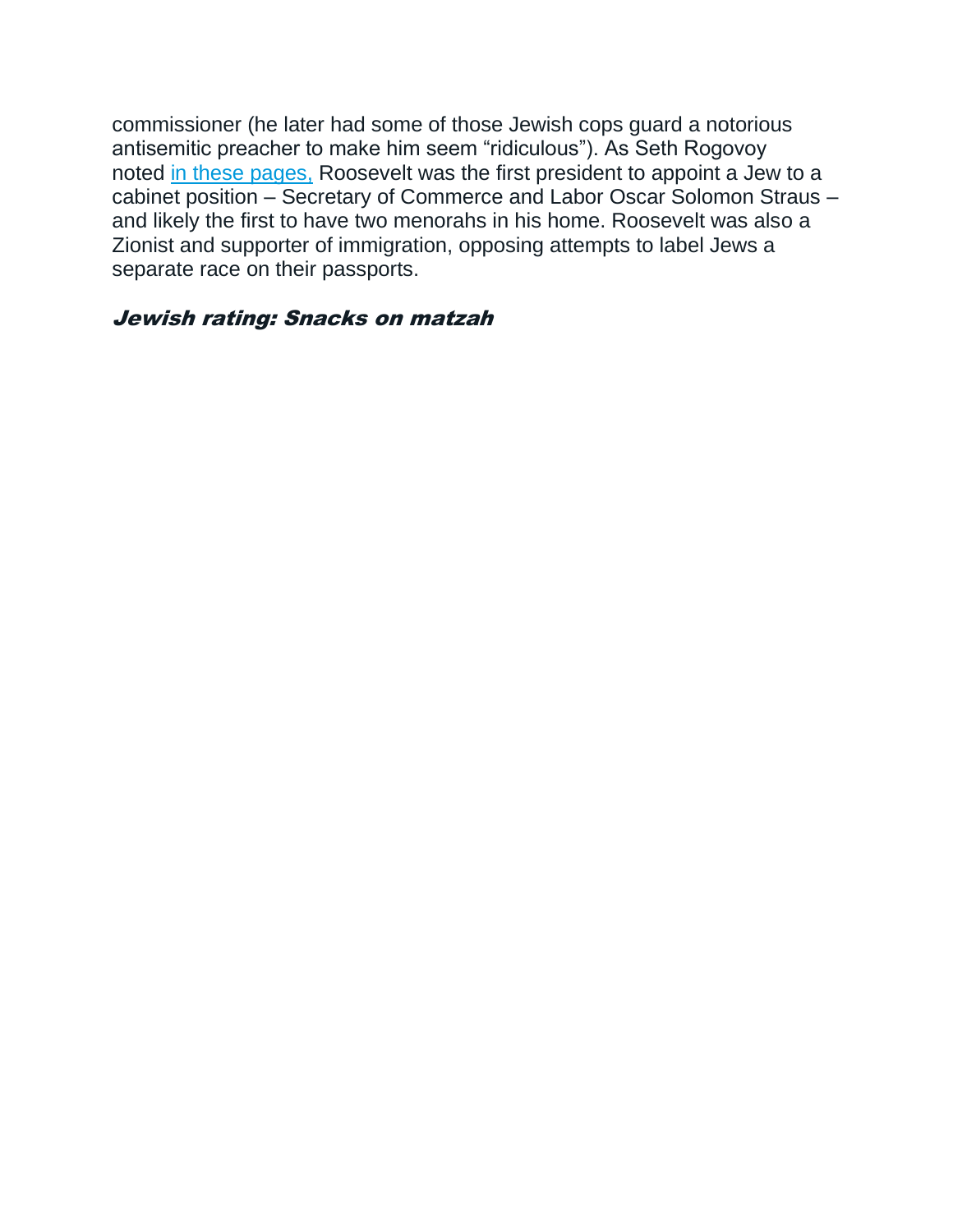commissioner (he later had some of those Jewish cops guard a notorious antisemitic preacher to make him seem “ridiculous”). As Seth Rogovoy noted [in these pages,](#) Roosevelt was the first president to appoint a Jew to a cabinet position – Secretary of Commerce and Labor Oscar Solomon Straus – and likely the first to have two menorahs in his home. Roosevelt was also a Zionist and supporter of immigration, opposing attempts to label Jews a separate race on their passports.

### *Jewish rating: Snacks on matzah*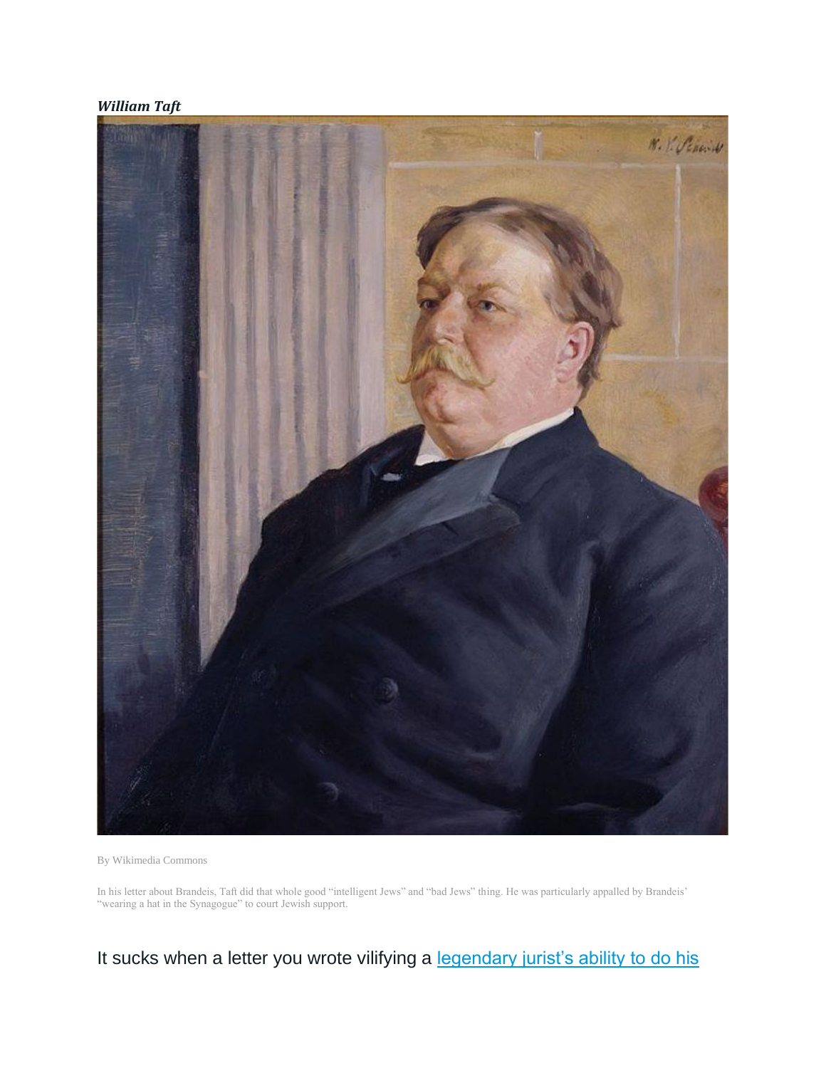***William Taft***

By Wikimedia Commons

In his letter about Brandeis, Taft did that whole good "intelligent Jews" and "bad Jews" thing. He was particularly appalled by Brandeis' "wearing a hat in the Synagogue" to court Jewish support.

It sucks when a letter you wrote vilifying a [legendary jurist's ability to do his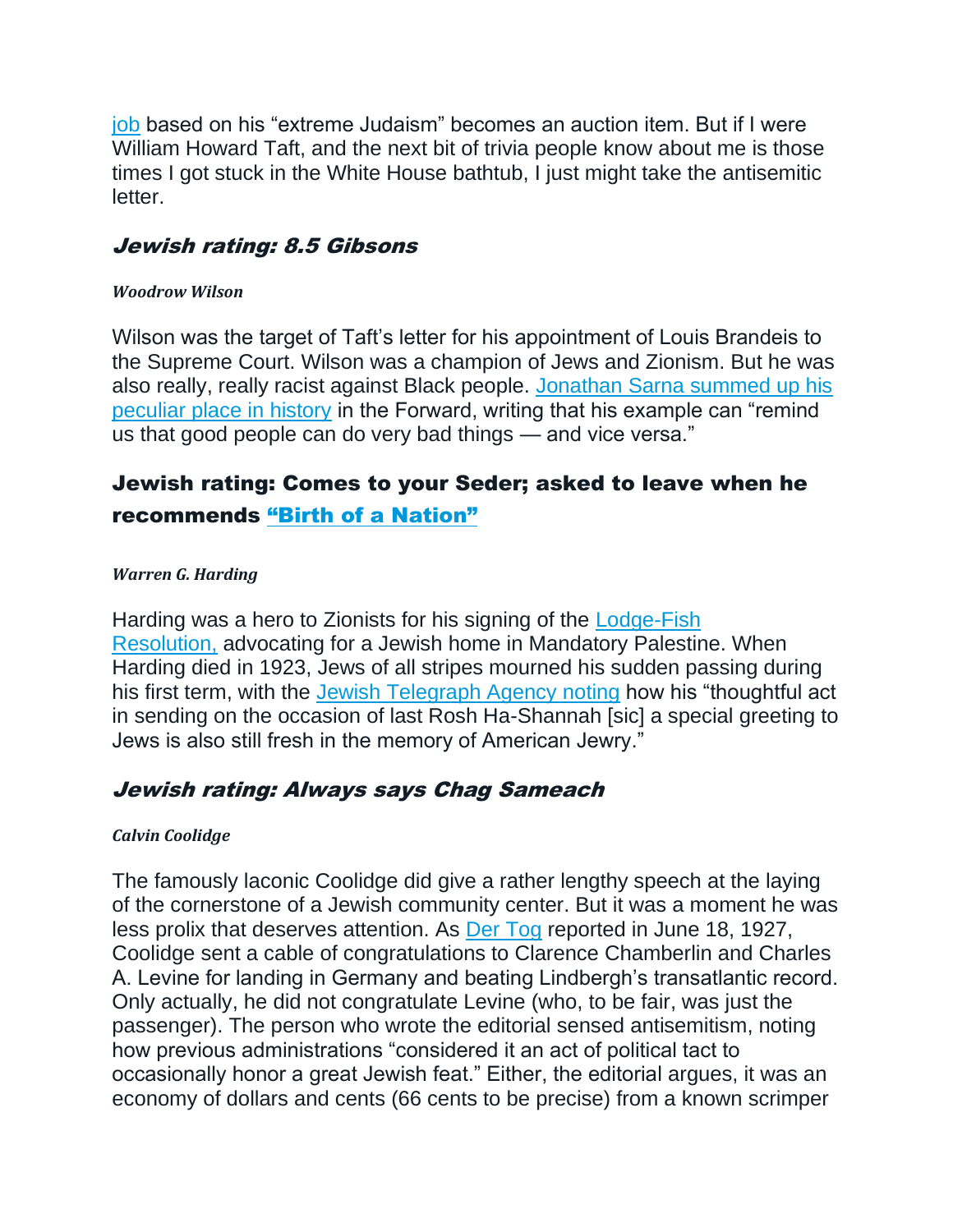job based on his "extreme Judaism" becomes an auction item. But if I were William Howard Taft, and the next bit of trivia people know about me is those times I got stuck in the White House bathtub, I just might take the antisemitic letter.

## *Jewish rating: 8.5 Gibsons*

***Woodrow Wilson***

Wilson was the target of Taft's letter for his appointment of Louis Brandeis to the Supreme Court. Wilson was a champion of Jews and Zionism. But he was also really, really racist against Black people. Jonathan Sarna summed up his peculiar place in history in the Forward, writing that his example can "remind us that good people can do very bad things — and vice versa."

## Jewish rating: Comes to your Seder; asked to leave when he recommends "Birth of a Nation"

***Warren G. Harding***

Harding was a hero to Zionists for his signing of the Lodge-Fish Resolution, advocating for a Jewish home in Mandatory Palestine. When Harding died in 1923, Jews of all stripes mourned his sudden passing during his first term, with the Jewish Telegraph Agency noting how his "thoughtful act in sending on the occasion of last Rosh Ha-Shannah [sic] a special greeting to Jews is also still fresh in the memory of American Jewry."

## *Jewish rating: Always says Chag Sameach*

***Calvin Coolidge***

The famously laconic Coolidge did give a rather lengthy speech at the laying of the cornerstone of a Jewish community center. But it was a moment he was less prolix that deserves attention. As Der Tog reported in June 18, 1927, Coolidge sent a cable of congratulations to Clarence Chamberlin and Charles A. Levine for landing in Germany and beating Lindbergh's transatlantic record. Only actually, he did not congratulate Levine (who, to be fair, was just the passenger). The person who wrote the editorial sensed antisemitism, noting how previous administrations "considered it an act of political tact to occasionally honor a great Jewish feat." Either, the editorial argues, it was an economy of dollars and cents (66 cents to be precise) from a known scrimper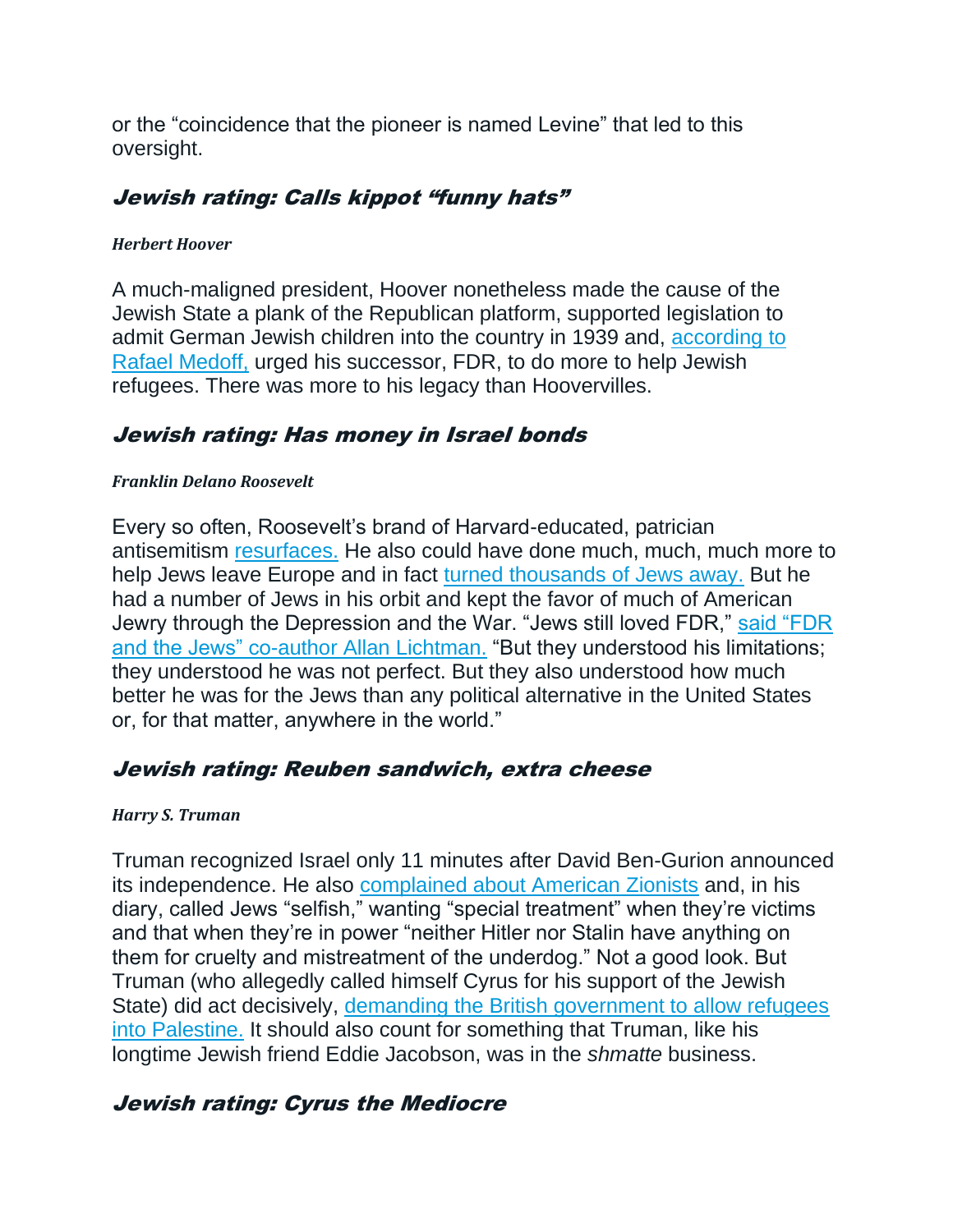or the "coincidence that the pioneer is named Levine" that led to this oversight.

## *Jewish rating: Calls kippot "funny hats"*

***Herbert Hoover***

A much-maligned president, Hoover nonetheless made the cause of the Jewish State a plank of the Republican platform, supported legislation to admit German Jewish children into the country in 1939 and, according to Rafael Medoff, urged his successor, FDR, to do more to help Jewish refugees. There was more to his legacy than Hoovervilles.

## *Jewish rating: Has money in Israel bonds*

***Franklin Delano Roosevelt***

Every so often, Roosevelt's brand of Harvard-educated, patrician antisemitism resurfaces. He also could have done much, much, much more to help Jews leave Europe and in fact turned thousands of Jews away. But he had a number of Jews in his orbit and kept the favor of much of American Jewry through the Depression and the War. "Jews still loved FDR," said "FDR and the Jews" co-author Allan Lichtman. "But they understood his limitations; they understood he was not perfect. But they also understood how much better he was for the Jews than any political alternative in the United States or, for that matter, anywhere in the world."

## *Jewish rating: Reuben sandwich, extra cheese*

***Harry S. Truman***

Truman recognized Israel only 11 minutes after David Ben-Gurion announced its independence. He also complained about American Zionists and, in his diary, called Jews "selfish," wanting "special treatment" when they're victims and that when they're in power "neither Hitler nor Stalin have anything on them for cruelty and mistreatment of the underdog." Not a good look. But Truman (who allegedly called himself Cyrus for his support of the Jewish State) did act decisively, demanding the British government to allow refugees into Palestine. It should also count for something that Truman, like his longtime Jewish friend Eddie Jacobson, was in the *shmatte* business.

## *Jewish rating: Cyrus the Mediocre*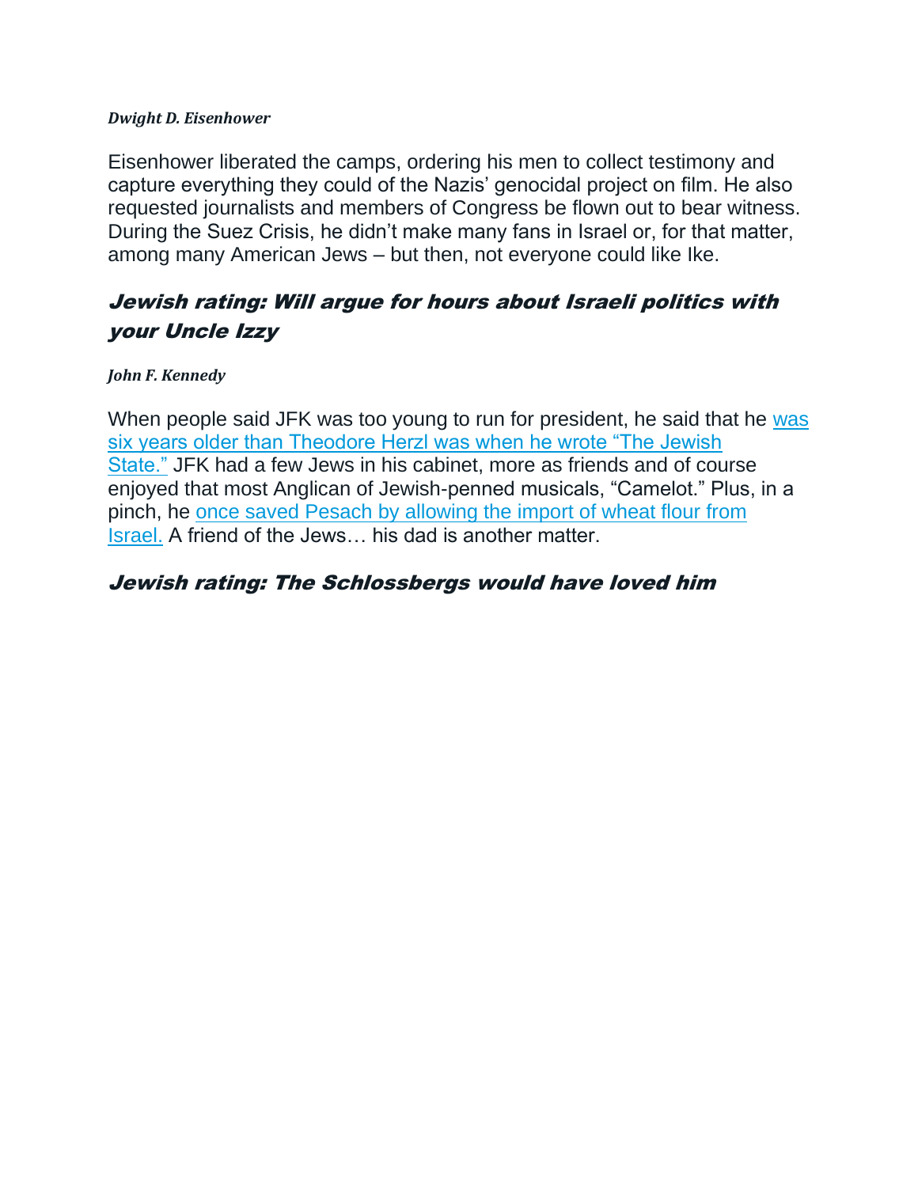***Dwight D. Eisenhower***

Eisenhower liberated the camps, ordering his men to collect testimony and capture everything they could of the Nazis' genocidal project on film. He also requested journalists and members of Congress be flown out to bear witness. During the Suez Crisis, he didn't make many fans in Israel or, for that matter, among many American Jews – but then, not everyone could like Ike.

## *Jewish rating: Will argue for hours about Israeli politics with your Uncle Izzy*

***John F. Kennedy***

When people said JFK was too young to run for president, he said that he was six years older than Theodore Herzl was when he wrote "The Jewish State." JFK had a few Jews in his cabinet, more as friends and of course enjoyed that most Anglican of Jewish-penned musicals, "Camelot." Plus, in a pinch, he once saved Pesach by allowing the import of wheat flour from Israel. A friend of the Jews… his dad is another matter.

## *Jewish rating: The Schlossbergs would have loved him*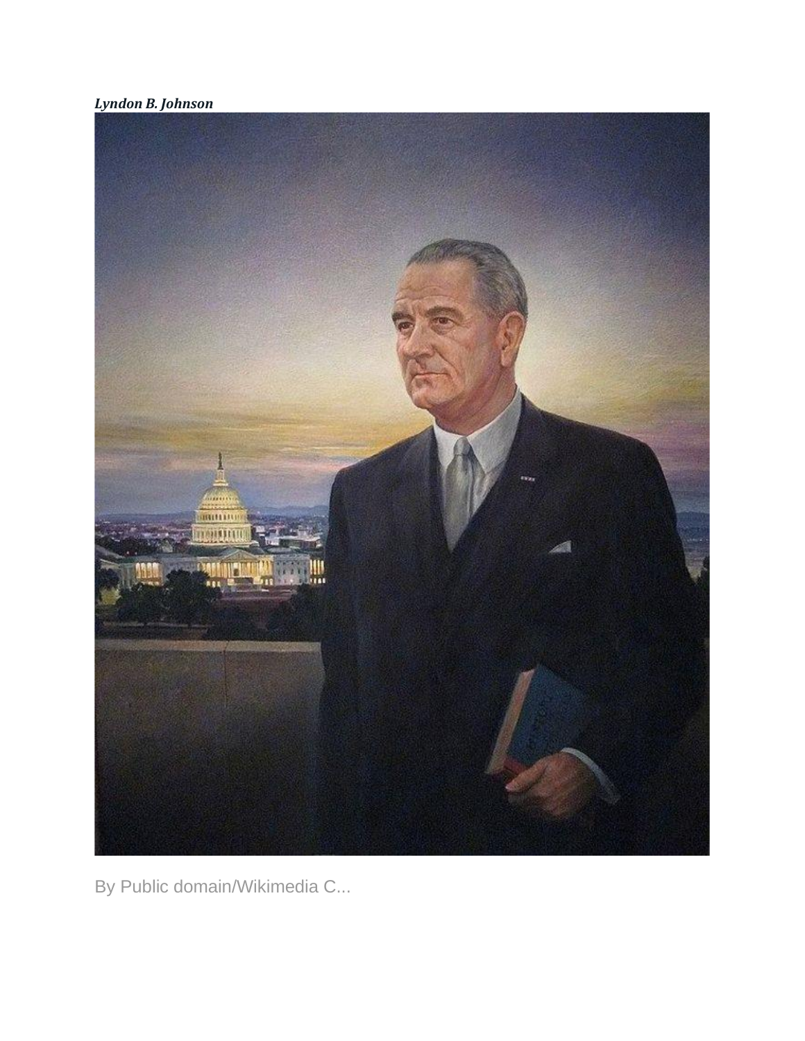***Lyndon B. Johnson***

By Public domain/Wikimedia C...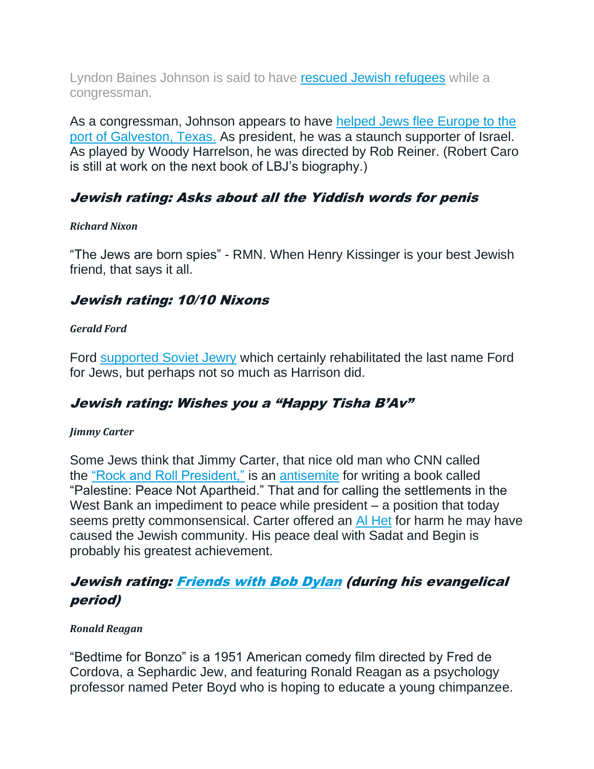Lyndon Baines Johnson is said to have rescued Jewish refugees while a congressman.

As a congressman, Johnson appears to have helped Jews flee Europe to the port of Galveston, Texas. As president, he was a staunch supporter of Israel. As played by Woody Harrelson, he was directed by Rob Reiner. (Robert Caro is still at work on the next book of LBJ's biography.)

### *Jewish rating: Asks about all the Yiddish words for penis*

***Richard Nixon***

"The Jews are born spies" - RMN. When Henry Kissinger is your best Jewish friend, that says it all.

### *Jewish rating: 10/10 Nixons*

***Gerald Ford***

Ford supported Soviet Jewry which certainly rehabilitated the last name Ford for Jews, but perhaps not so much as Harrison did.

### *Jewish rating: Wishes you a "Happy Tisha B'Av"*

***Jimmy Carter***

Some Jews think that Jimmy Carter, that nice old man who CNN called the "Rock and Roll President," is an antisemite for writing a book called "Palestine: Peace Not Apartheid." That and for calling the settlements in the West Bank an impediment to peace while president – a position that today seems pretty commonsensical. Carter offered an Al Het for harm he may have caused the Jewish community. His peace deal with Sadat and Begin is probably his greatest achievement.

### *Jewish rating: Friends with Bob Dylan (during his evangelical period)*

***Ronald Reagan***

"Bedtime for Bonzo" is a 1951 American comedy film directed by Fred de Cordova, a Sephardic Jew, and featuring Ronald Reagan as a psychology professor named Peter Boyd who is hoping to educate a young chimpanzee.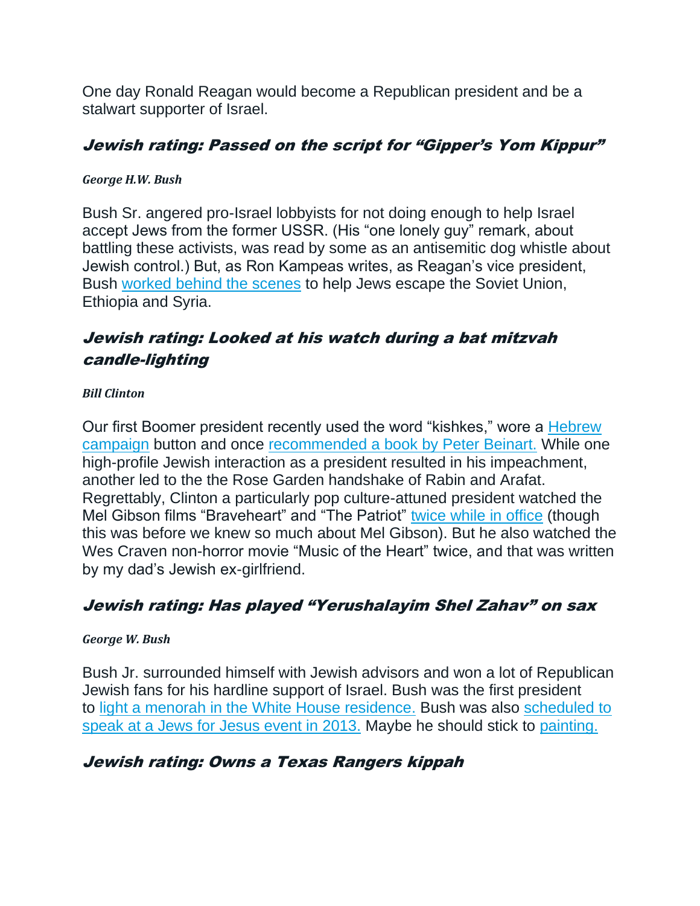One day Ronald Reagan would become a Republican president and be a stalwart supporter of Israel.

## *Jewish rating: Passed on the script for "Gipper's Yom Kippur"*

***George H.W. Bush***

Bush Sr. angered pro-Israel lobbyists for not doing enough to help Israel accept Jews from the former USSR. (His "one lonely guy" remark, about battling these activists, was read by some as an antisemitic dog whistle about Jewish control.) But, as Ron Kampeas writes, as Reagan's vice president, Bush worked behind the scenes to help Jews escape the Soviet Union, Ethiopia and Syria.

## *Jewish rating: Looked at his watch during a bat mitzvah candle-lighting*

***Bill Clinton***

Our first Boomer president recently used the word "kishkes," wore a Hebrew campaign button and once recommended a book by Peter Beinart. While one high-profile Jewish interaction as a president resulted in his impeachment, another led to the the Rose Garden handshake of Rabin and Arafat. Regrettably, Clinton a particularly pop culture-attuned president watched the Mel Gibson films "Braveheart" and "The Patriot" twice while in office (though this was before we knew so much about Mel Gibson). But he also watched the Wes Craven non-horror movie "Music of the Heart" twice, and that was written by my dad's Jewish ex-girlfriend.

## *Jewish rating: Has played "Yerushalayim Shel Zahav" on sax*

***George W. Bush***

Bush Jr. surrounded himself with Jewish advisors and won a lot of Republican Jewish fans for his hardline support of Israel. Bush was the first president to light a menorah in the White House residence. Bush was also scheduled to speak at a Jews for Jesus event in 2013. Maybe he should stick to painting.

## *Jewish rating: Owns a Texas Rangers kippah*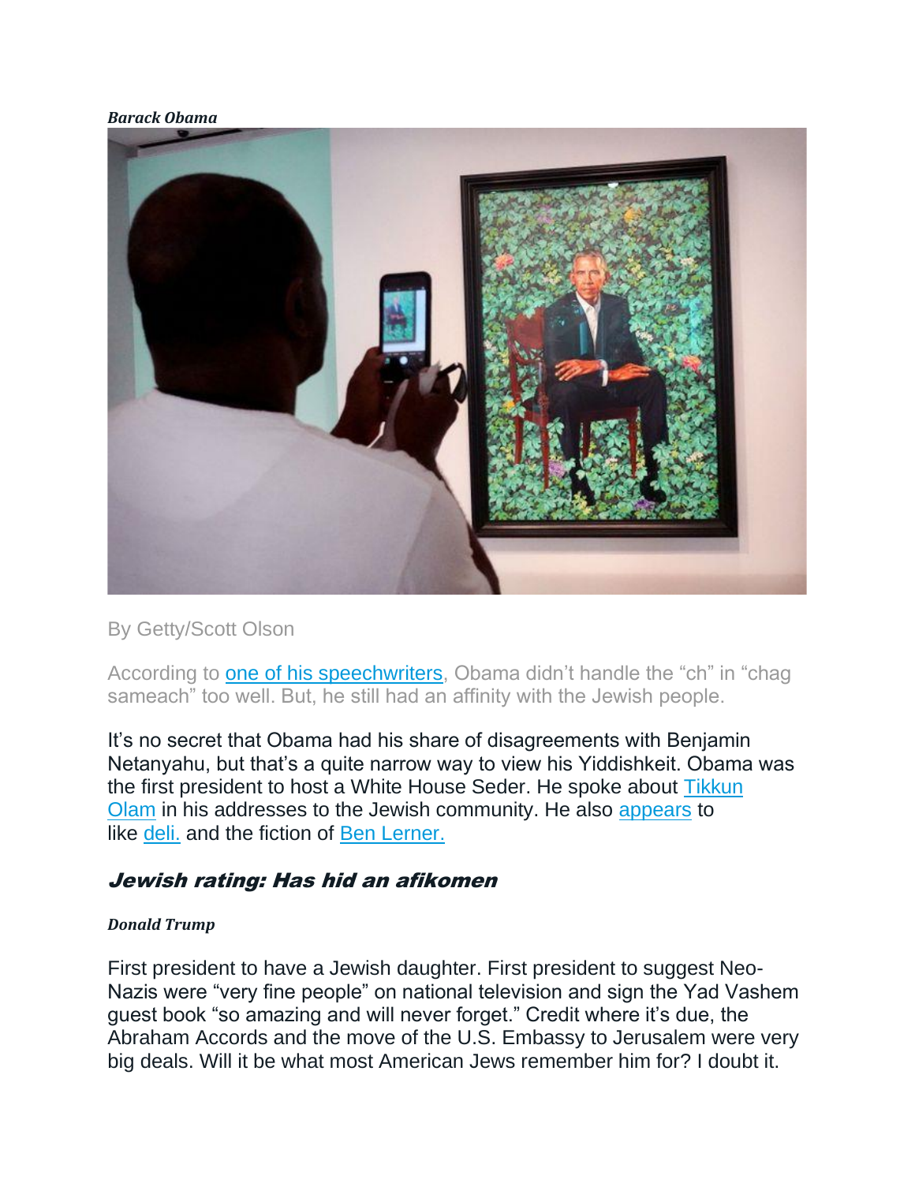***Barack Obama***

By Getty/Scott Olson

According to one of his speechwriters, Obama didn't handle the "ch" in "chag sameach" too well. But, he still had an affinity with the Jewish people.

It's no secret that Obama had his share of disagreements with Benjamin Netanyahu, but that's a quite narrow way to view his Yiddishkeit. Obama was the first president to host a White House Seder. He spoke about Tikkun Olam in his addresses to the Jewish community. He also appears to like deli. and the fiction of Ben Lerner.

## *Jewish rating: Has hid an afikomen*

***Donald Trump***

First president to have a Jewish daughter. First president to suggest Neo-Nazis were "very fine people" on national television and sign the Yad Vashem guest book "so amazing and will never forget." Credit where it's due, the Abraham Accords and the move of the U.S. Embassy to Jerusalem were very big deals. Will it be what most American Jews remember him for? I doubt it.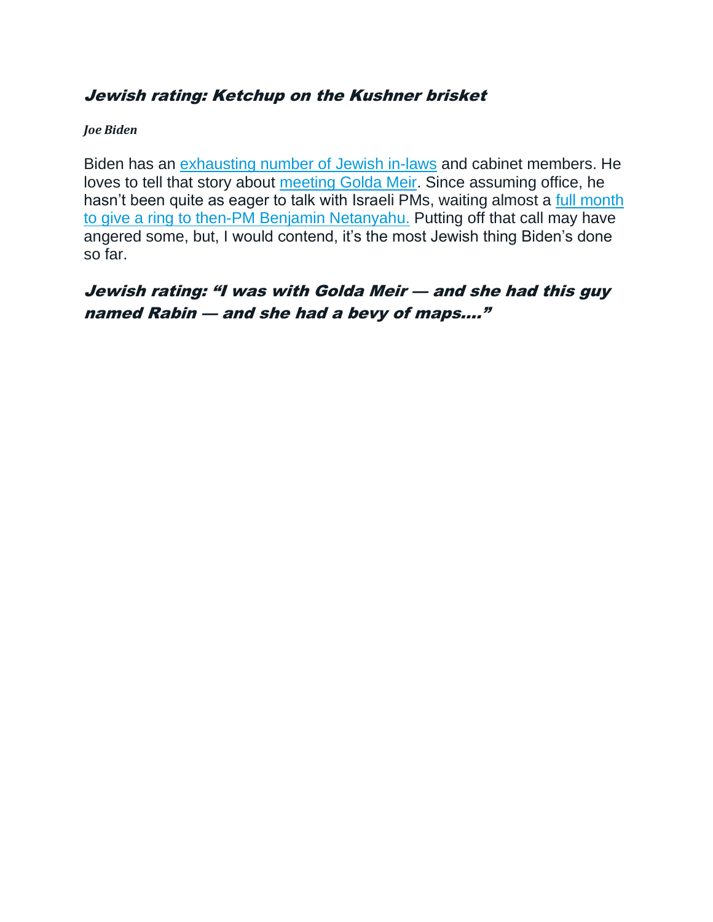## *Jewish rating: Ketchup on the Kushner brisket*

***Joe Biden***

Biden has an exhausting number of Jewish in-laws and cabinet members. He loves to tell that story about meeting Golda Meir. Since assuming office, he hasn't been quite as eager to talk with Israeli PMs, waiting almost a full month to give a ring to then-PM Benjamin Netanyahu. Putting off that call may have angered some, but, I would contend, it's the most Jewish thing Biden's done so far.

## *Jewish rating: "I was with Golda Meir — and she had this guy named Rabin — and she had a bevy of maps…."*